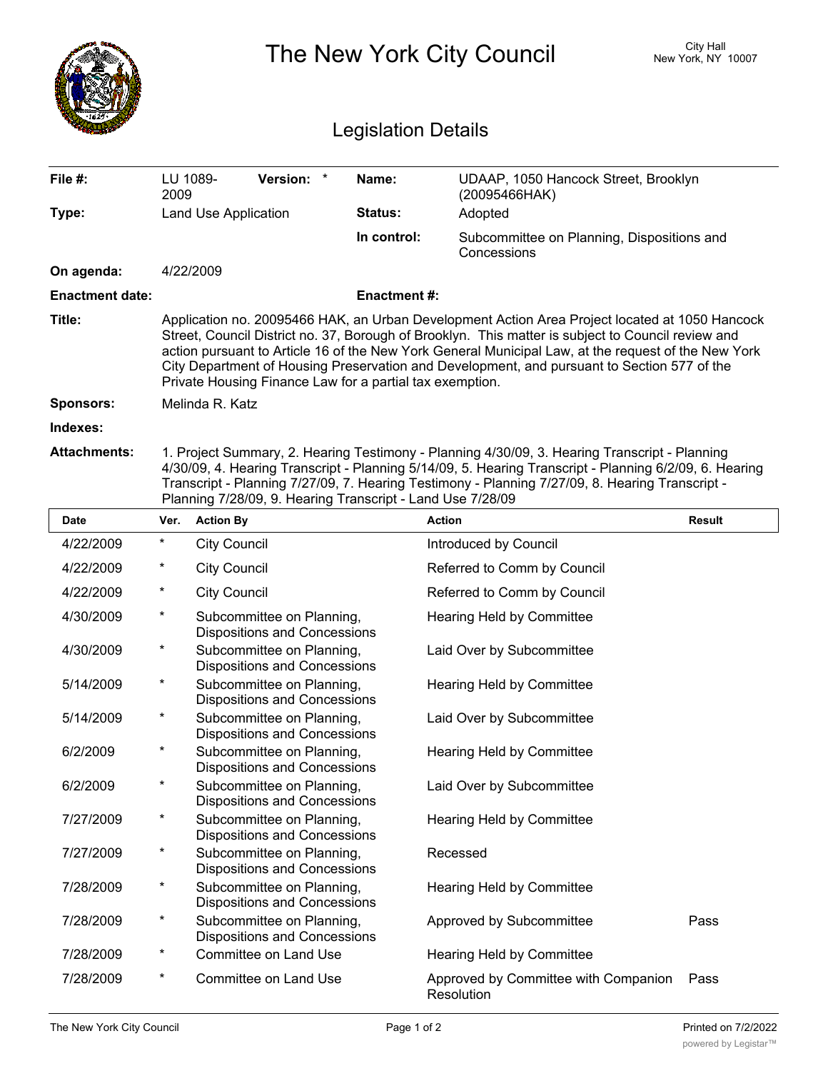# The New York City Council

City Hall
New York, NY 10007

## Legislation Details

| | | | |
|---|---|---|---|
| **File #:** | LU 1089-2009 **Version:** * | **Name:** | UDAAP, 1050 Hancock Street, Brooklyn (20095466HAK) |
| **Type:** | Land Use Application | **Status:** | Adopted |
| | | **In control:** | Subcommittee on Planning, Dispositions and Concessions |
| **On agenda:** | 4/22/2009 | | |
| **Enactment date:** | | **Enactment #:** | |

**Title:** Application no. 20095466 HAK, an Urban Development Action Area Project located at 1050 Hancock Street, Council District no. 37, Borough of Brooklyn. This matter is subject to Council review and action pursuant to Article 16 of the New York General Municipal Law, at the request of the New York City Department of Housing Preservation and Development, and pursuant to Section 577 of the Private Housing Finance Law for a partial tax exemption.

**Sponsors:** Melinda R. Katz

**Indexes:**

**Attachments:** 1. Project Summary, 2. Hearing Testimony - Planning 4/30/09, 3. Hearing Transcript - Planning 4/30/09, 4. Hearing Transcript - Planning 5/14/09, 5. Hearing Transcript - Planning 6/2/09, 6. Hearing Transcript - Planning 7/27/09, 7. Hearing Testimony - Planning 7/27/09, 8. Hearing Transcript - Planning 7/28/09, 9. Hearing Transcript - Land Use 7/28/09

| Date | Ver. | Action By | Action | Result |
|---|---|---|---|---|
| 4/22/2009 | * | City Council | Introduced by Council | |
| 4/22/2009 | * | City Council | Referred to Comm by Council | |
| 4/22/2009 | * | City Council | Referred to Comm by Council | |
| 4/30/2009 | * | Subcommittee on Planning, Dispositions and Concessions | Hearing Held by Committee | |
| 4/30/2009 | * | Subcommittee on Planning, Dispositions and Concessions | Laid Over by Subcommittee | |
| 5/14/2009 | * | Subcommittee on Planning, Dispositions and Concessions | Hearing Held by Committee | |
| 5/14/2009 | * | Subcommittee on Planning, Dispositions and Concessions | Laid Over by Subcommittee | |
| 6/2/2009 | * | Subcommittee on Planning, Dispositions and Concessions | Hearing Held by Committee | |
| 6/2/2009 | * | Subcommittee on Planning, Dispositions and Concessions | Laid Over by Subcommittee | |
| 7/27/2009 | * | Subcommittee on Planning, Dispositions and Concessions | Hearing Held by Committee | |
| 7/27/2009 | * | Subcommittee on Planning, Dispositions and Concessions | Recessed | |
| 7/28/2009 | * | Subcommittee on Planning, Dispositions and Concessions | Hearing Held by Committee | |
| 7/28/2009 | * | Subcommittee on Planning, Dispositions and Concessions | Approved by Subcommittee | Pass |
| 7/28/2009 | * | Committee on Land Use | Hearing Held by Committee | |
| 7/28/2009 | * | Committee on Land Use | Approved by Committee with Companion Resolution | Pass |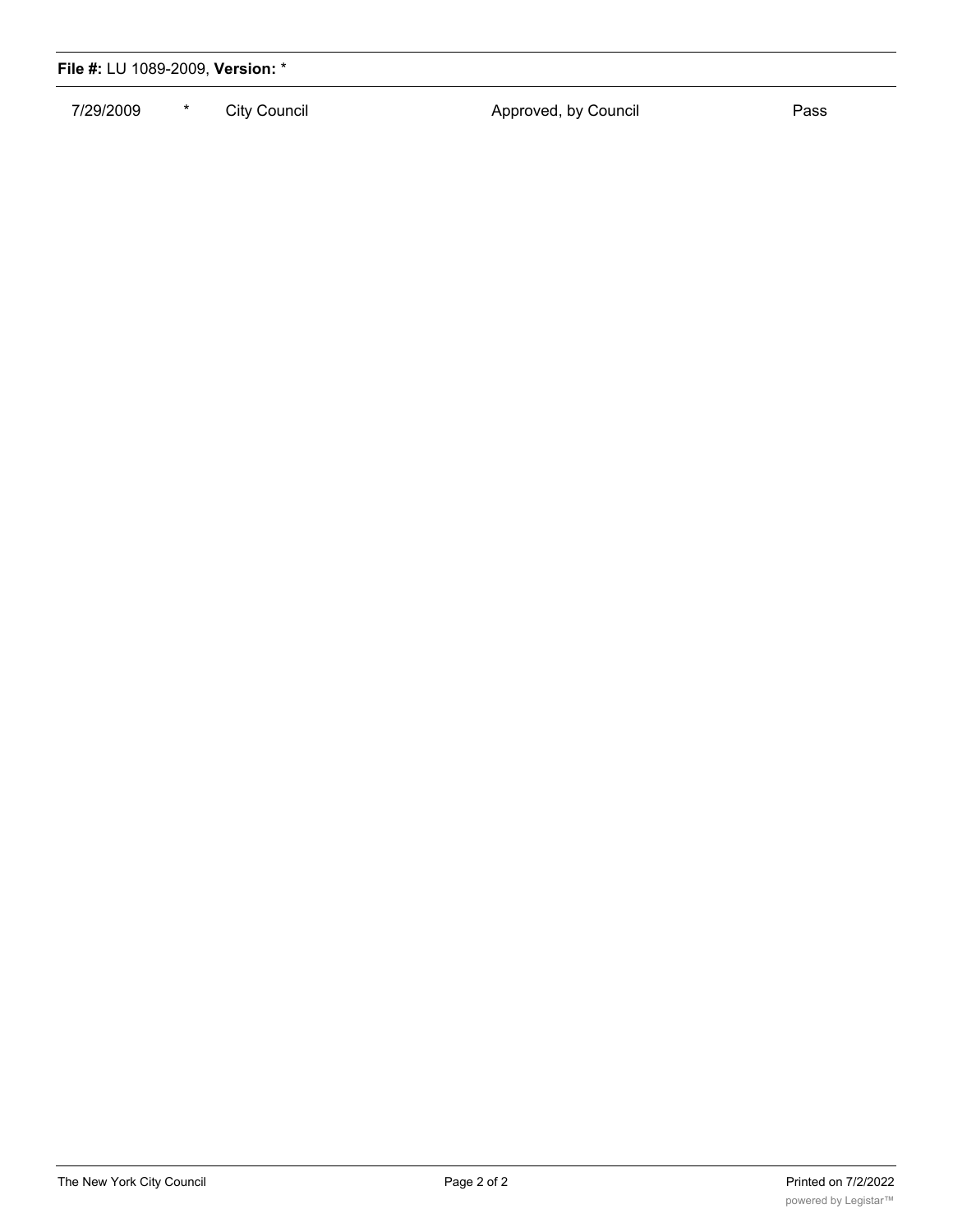**File #:** LU 1089-2009, **Version:** *

| | | | | |
|---|---|---|---|---|
| 7/29/2009 | * | City Council | Approved, by Council | Pass |